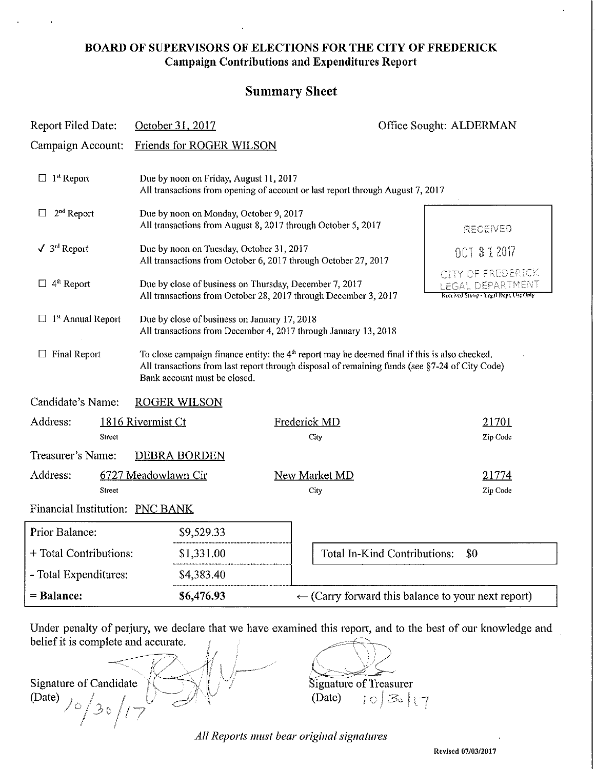**BOARD OF SUPERVISORS OF ELECTIONS FOR THE CITY OF FREDERICK**
**Campaign Contributions and Expenditures Report**

## Summary Sheet

Report Filed Date: October 31, 2017 — Office Sought: ALDERMAN

Campaign Account: Friends for ROGER WILSON

- ☐ 1st Report — Due by noon on Friday, August 11, 2017. All transactions from opening of account or last report through August 7, 2017
- ☐ 2nd Report — Due by noon on Monday, October 9, 2017. All transactions from August 8, 2017 through October 5, 2017
- ✓ 3rd Report — Due by noon on Tuesday, October 31, 2017. All transactions from October 6, 2017 through October 27, 2017
- ☐ 4th Report — Due by close of business on Thursday, December 7, 2017. All transactions from October 28, 2017 through December 3, 2017
- ☐ 1st Annual Report — Due by close of business on January 17, 2018. All transactions from December 4, 2017 through January 13, 2018
- ☐ Final Report — To close campaign finance entity: the 4th report may be deemed final if this is also checked. All transactions from last report through disposal of remaining funds (see §7-24 of City Code). Bank account must be closed.

RECEIVED
OCT 31 2017
CITY OF FREDERICK LEGAL DEPARTMENT
Received Stamp - Legal Dept. Use Only

Candidate's Name: ROGER WILSON

Address: 1816 Rivermist Ct (Street), Frederick MD (City), 21701 (Zip Code)

Treasurer's Name: DEBRA BORDEN

Address: 6727 Meadowlawn Cir (Street), New Market MD (City), 21774 (Zip Code)

Financial Institution: PNC BANK

| | |
|---|---|
| Prior Balance: | $9,529.33 |
| + Total Contributions: | $1,331.00 |
| - Total Expenditures: | $4,383.40 |
| **= Balance:** | **$6,476.93** |

Total In-Kind Contributions: $0

← (Carry forward this balance to your next report)

Under penalty of perjury, we declare that we have examined this report, and to the best of our knowledge and belief it is complete and accurate.

Signature of Candidate
(Date) 10/30/17

Signature of Treasurer
(Date) 10/30/17

*All Reports must bear original signatures*

Revised 07/03/2017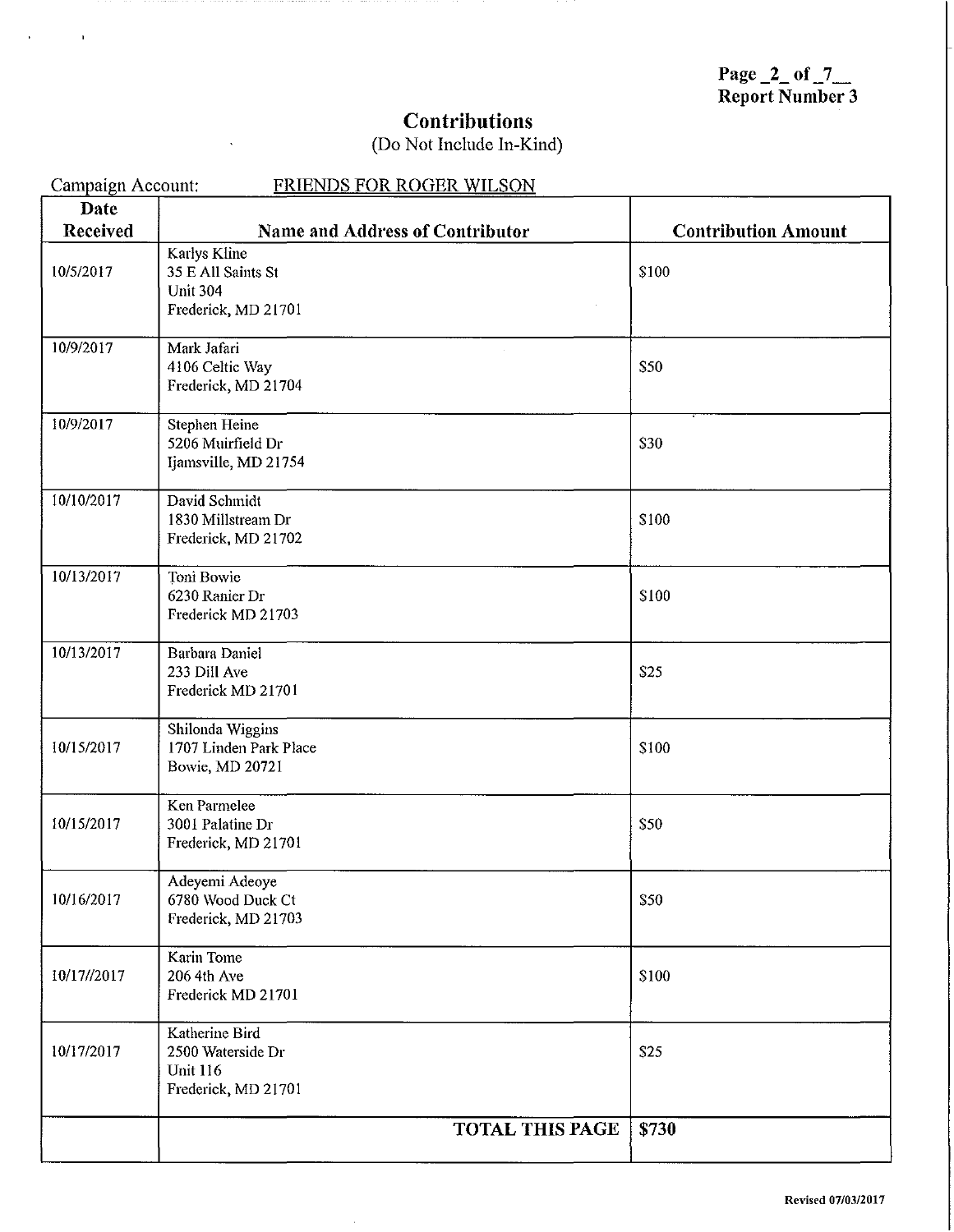Page _2_ of _7__
Report Number 3

# Contributions

(Do Not Include In-Kind)

Campaign Account: FRIENDS FOR ROGER WILSON

| Date Received | Name and Address of Contributor | Contribution Amount |
|---|---|---|
| 10/5/2017 | Karlys Kline<br>35 E All Saints St<br>Unit 304<br>Frederick, MD 21701 | $100 |
| 10/9/2017 | Mark Jafari<br>4106 Celtic Way<br>Frederick, MD 21704 | $50 |
| 10/9/2017 | Stephen Heine<br>5206 Muirfield Dr<br>Ijamsville, MD 21754 | $30 |
| 10/10/2017 | David Schmidt<br>1830 Millstream Dr<br>Frederick, MD 21702 | $100 |
| 10/13/2017 | Toni Bowie<br>6230 Ranier Dr<br>Frederick MD 21703 | $100 |
| 10/13/2017 | Barbara Daniel<br>233 Dill Ave<br>Frederick MD 21701 | $25 |
| 10/15/2017 | Shilonda Wiggins<br>1707 Linden Park Place<br>Bowie, MD 20721 | $100 |
| 10/15/2017 | Ken Parmelee<br>3001 Palatine Dr<br>Frederick, MD 21701 | $50 |
| 10/16/2017 | Adeyemi Adeoye<br>6780 Wood Duck Ct<br>Frederick, MD 21703 | $50 |
| 10/17//2017 | Karin Tome<br>206 4th Ave<br>Frederick MD 21701 | $100 |
| 10/17/2017 | Katherine Bird<br>2500 Waterside Dr<br>Unit 116<br>Frederick, MD 21701 | $25 |
| | **TOTAL THIS PAGE** | **$730** |

Revised 07/03/2017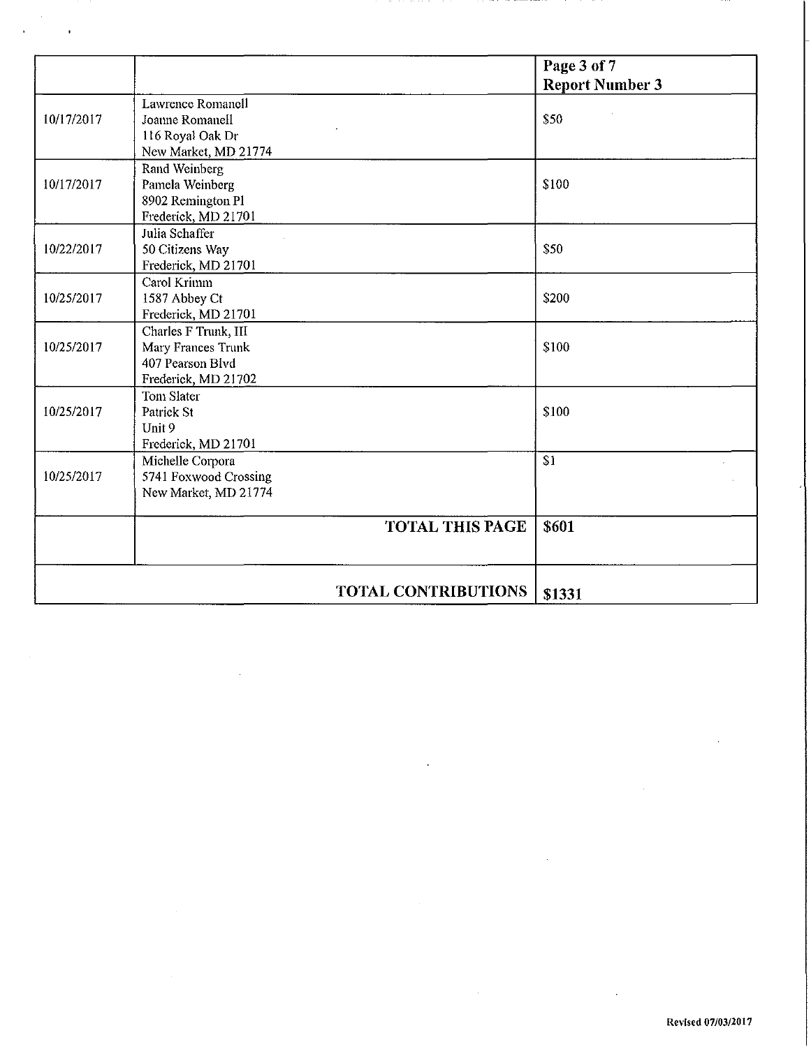| | | Page 3 of 7<br>Report Number 3 |
|---|---|---|
| 10/17/2017 | Lawrence Romanell<br>Joanne Romanell<br>116 Royal Oak Dr<br>New Market, MD 21774 | $50 |
| 10/17/2017 | Rand Weinberg<br>Pamela Weinberg<br>8902 Remington Pl<br>Frederick, MD 21701 | $100 |
| 10/22/2017 | Julia Schaffer<br>50 Citizens Way<br>Frederick, MD 21701 | $50 |
| 10/25/2017 | Carol Krimm<br>1587 Abbey Ct<br>Frederick, MD 21701 | $200 |
| 10/25/2017 | Charles F Trunk, III<br>Mary Frances Trunk<br>407 Pearson Blvd<br>Frederick, MD 21702 | $100 |
| 10/25/2017 | Tom Slater<br>Patrick St<br>Unit 9<br>Frederick, MD 21701 | $100 |
| 10/25/2017 | Michelle Corpora<br>5741 Foxwood Crossing<br>New Market, MD 21774 | $1 |
| | **TOTAL THIS PAGE** | **$601** |
| | **TOTAL CONTRIBUTIONS** | **$1331** |

Revised 07/03/2017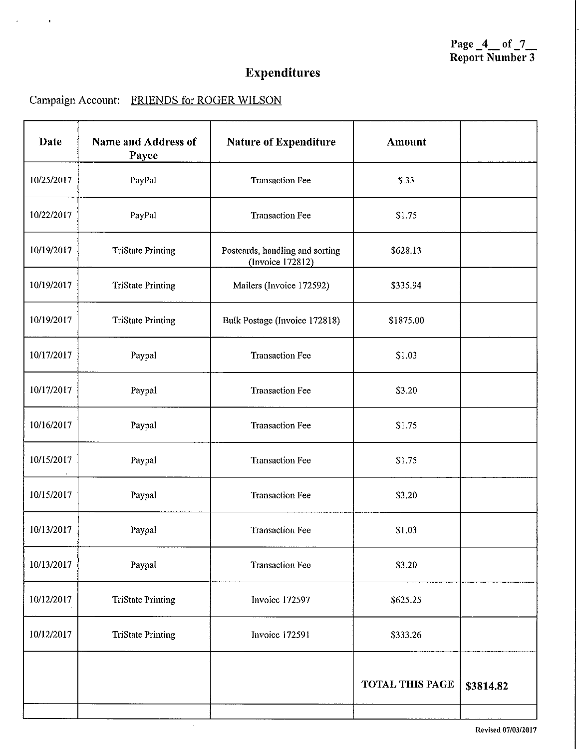Report Number 3

# Expenditures

Campaign Account: FRIENDS for ROGER WILSON

| Date | Name and Address of Payee | Nature of Expenditure | Amount | |
|---|---|---|---|---|
| 10/25/2017 | PayPal | Transaction Fee | $.33 | |
| 10/22/2017 | PayPal | Transaction Fee | $1.75 | |
| 10/19/2017 | TriState Printing | Postcards, handling and sorting (Invoice 172812) | $628.13 | |
| 10/19/2017 | TriState Printing | Mailers (Invoice 172592) | $335.94 | |
| 10/19/2017 | TriState Printing | Bulk Postage (Invoice 172818) | $1875.00 | |
| 10/17/2017 | Paypal | Transaction Fee | $1.03 | |
| 10/17/2017 | Paypal | Transaction Fee | $3.20 | |
| 10/16/2017 | Paypal | Transaction Fee | $1.75 | |
| 10/15/2017 | Paypal | Transaction Fee | $1.75 | |
| 10/15/2017 | Paypal | Transaction Fee | $3.20 | |
| 10/13/2017 | Paypal | Transaction Fee | $1.03 | |
| 10/13/2017 | Paypal | Transaction Fee | $3.20 | |
| 10/12/2017 | TriState Printing | Invoice 172597 | $625.25 | |
| 10/12/2017 | TriState Printing | Invoice 172591 | $333.26 | |
| | | | **TOTAL THIS PAGE** | **$3814.82** |
| | | | | |

Revised 07/03/2017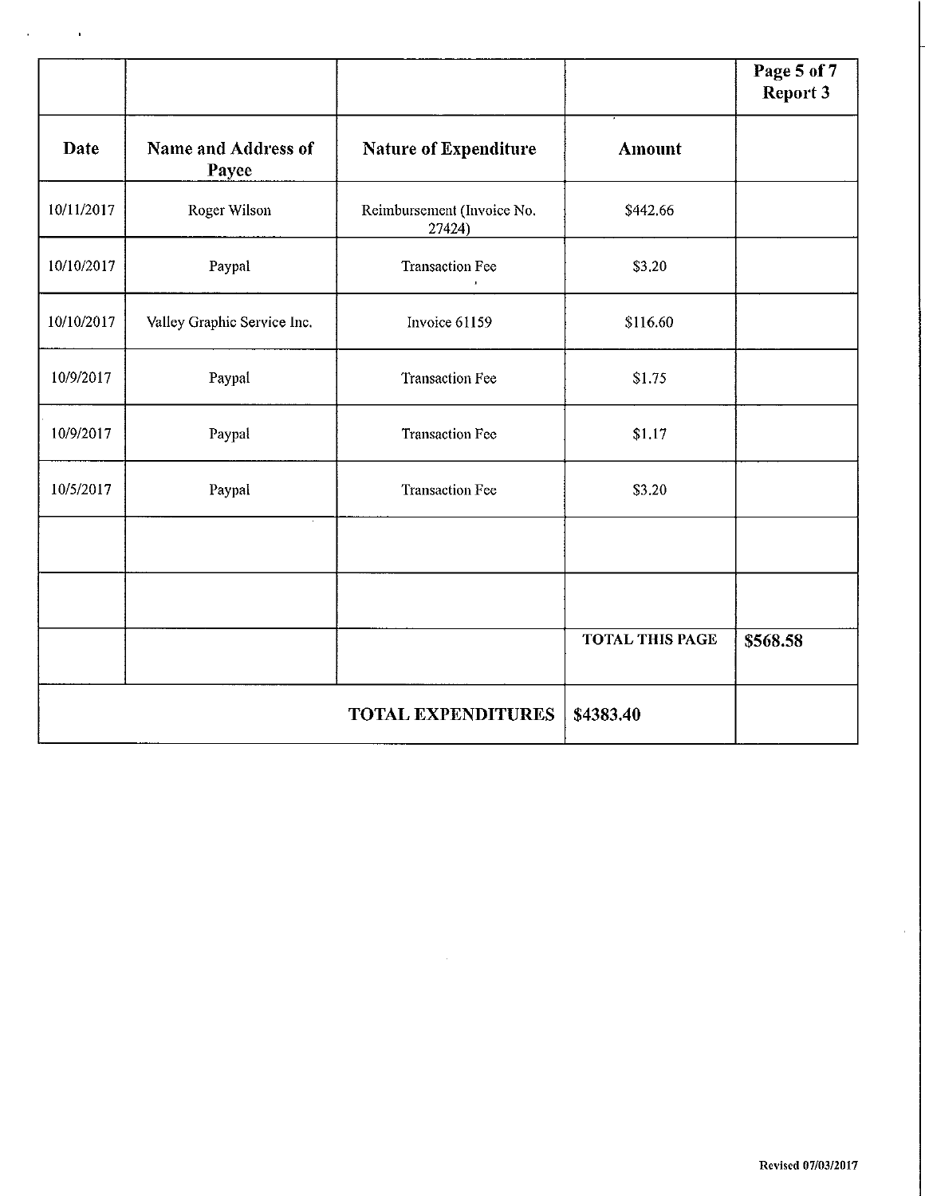| Date | Name and Address of Payee | Nature of Expenditure | Amount | |
|---|---|---|---|---|
| 10/11/2017 | Roger Wilson | Reimbursement (Invoice No. 27424) | $442.66 | |
| 10/10/2017 | Paypal | Transaction Fee | $3.20 | |
| 10/10/2017 | Valley Graphic Service Inc. | Invoice 61159 | $116.60 | |
| 10/9/2017 | Paypal | Transaction Fee | $1.75 | |
| 10/9/2017 | Paypal | Transaction Fee | $1.17 | |
| 10/5/2017 | Paypal | Transaction Fee | $3.20 | |
| | | | | |
| | | | | |
| | | | TOTAL THIS PAGE | **$568.58** |
| | | **TOTAL EXPENDITURES** | **$4383.40** | |

Revised 07/03/2017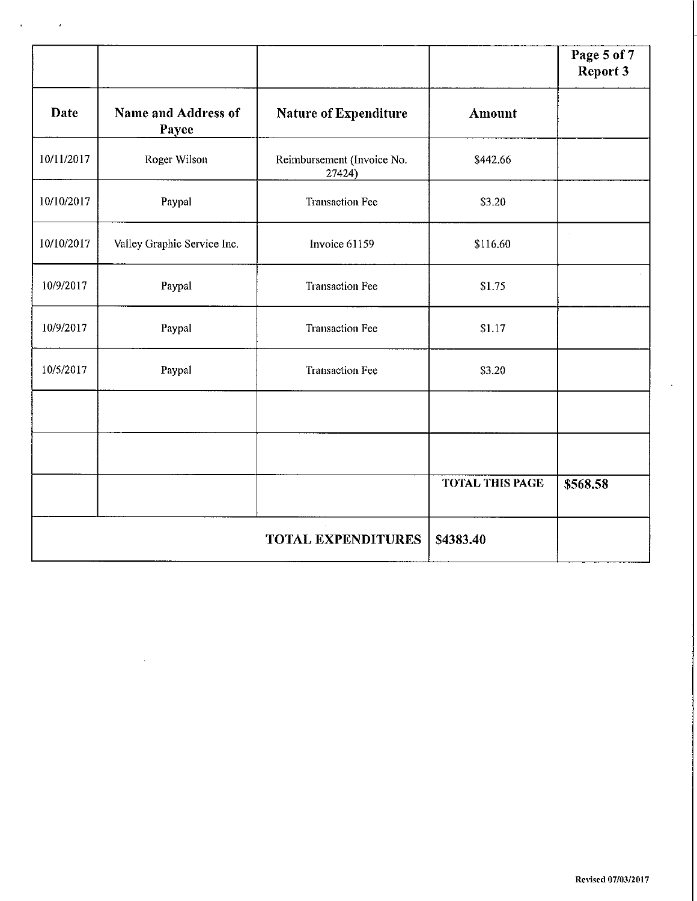| | | | | Page 5 of 7 Report 3 |
|---|---|---|---|---|
| **Date** | **Name and Address of Payee** | **Nature of Expenditure** | **Amount** | |
| 10/11/2017 | Roger Wilson | Reimbursement (Invoice No. 27424) | $442.66 | |
| 10/10/2017 | Paypal | Transaction Fee | $3.20 | |
| 10/10/2017 | Valley Graphic Service Inc. | Invoice 61159 | $116.60 | |
| 10/9/2017 | Paypal | Transaction Fee | $1.75 | |
| 10/9/2017 | Paypal | Transaction Fee | $1.17 | |
| 10/5/2017 | Paypal | Transaction Fee | $3.20 | |
| | | | | |
| | | | | |
| | | | **TOTAL THIS PAGE** | **$568.58** |
| | | **TOTAL EXPENDITURES** | **$4383.40** | |

Revised 07/03/2017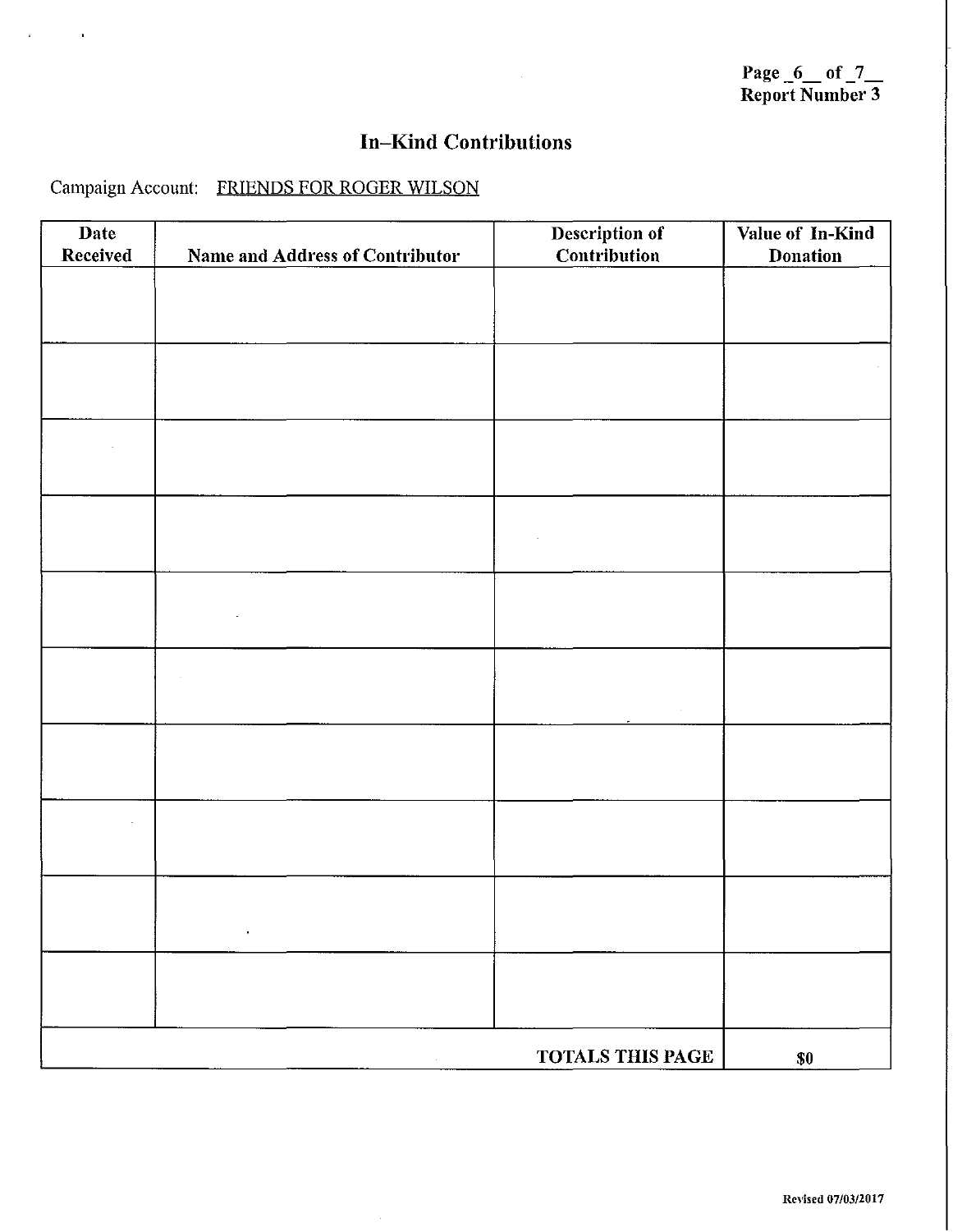Report Number 3

# In–Kind Contributions

Campaign Account: FRIENDS FOR ROGER WILSON

| Date Received | Name and Address of Contributor | Description of Contribution | Value of In-Kind Donation |
|---|---|---|---|
| | | | |
| | | | |
| | | | |
| | | | |
| | | | |
| | | | |
| | | | |
| | | | |
| | | | |
| | | | |
| | | TOTALS THIS PAGE | $0 |

Revised 07/03/2017